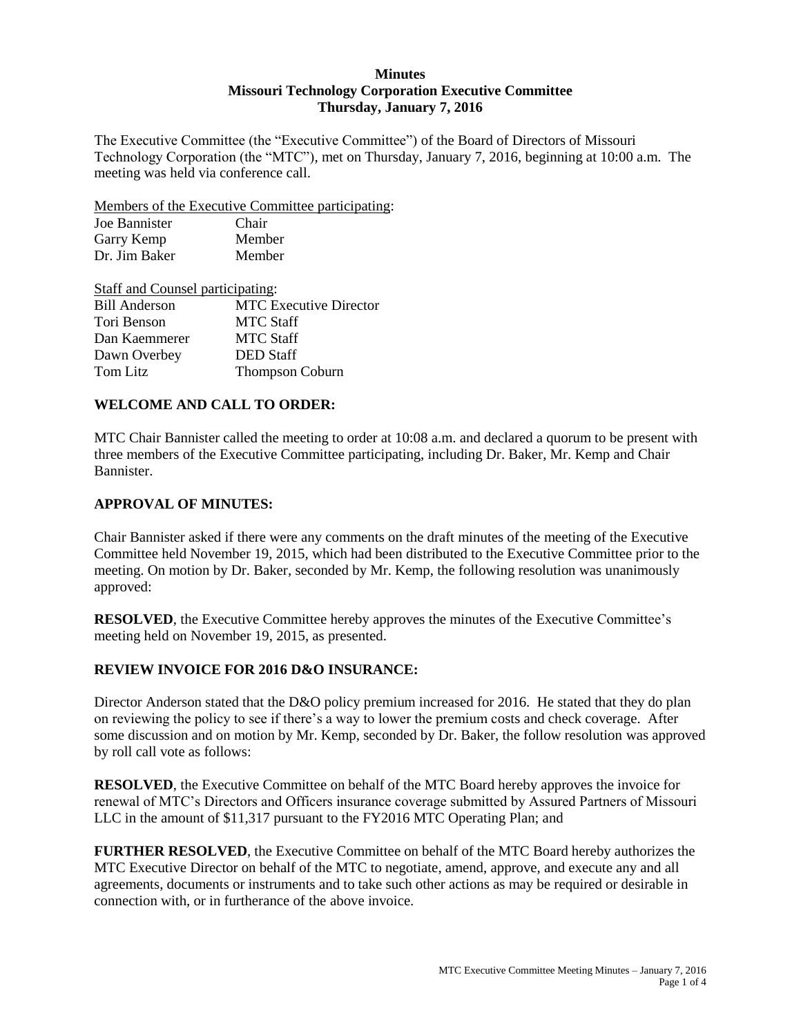# Minutes
## Missouri Technology Corporation Executive Committee
### Thursday, January 7, 2016

The Executive Committee (the "Executive Committee") of the Board of Directors of Missouri Technology Corporation (the "MTC"), met on Thursday, January 7, 2016, beginning at 10:00 a.m. The meeting was held via conference call.

Members of the Executive Committee participating:

| | |
|---|---|
| Joe Bannister | Chair |
| Garry Kemp | Member |
| Dr. Jim Baker | Member |

Staff and Counsel participating:

| | |
|---|---|
| Bill Anderson | MTC Executive Director |
| Tori Benson | MTC Staff |
| Dan Kaemmerer | MTC Staff |
| Dawn Overbey | DED Staff |
| Tom Litz | Thompson Coburn |

**WELCOME AND CALL TO ORDER:**

MTC Chair Bannister called the meeting to order at 10:08 a.m. and declared a quorum to be present with three members of the Executive Committee participating, including Dr. Baker, Mr. Kemp and Chair Bannister.

**APPROVAL OF MINUTES:**

Chair Bannister asked if there were any comments on the draft minutes of the meeting of the Executive Committee held November 19, 2015, which had been distributed to the Executive Committee prior to the meeting. On motion by Dr. Baker, seconded by Mr. Kemp, the following resolution was unanimously approved:

**RESOLVED**, the Executive Committee hereby approves the minutes of the Executive Committee's meeting held on November 19, 2015, as presented.

**REVIEW INVOICE FOR 2016 D&O INSURANCE:**

Director Anderson stated that the D&O policy premium increased for 2016. He stated that they do plan on reviewing the policy to see if there's a way to lower the premium costs and check coverage. After some discussion and on motion by Mr. Kemp, seconded by Dr. Baker, the follow resolution was approved by roll call vote as follows:

**RESOLVED**, the Executive Committee on behalf of the MTC Board hereby approves the invoice for renewal of MTC's Directors and Officers insurance coverage submitted by Assured Partners of Missouri LLC in the amount of $11,317 pursuant to the FY2016 MTC Operating Plan; and

**FURTHER RESOLVED**, the Executive Committee on behalf of the MTC Board hereby authorizes the MTC Executive Director on behalf of the MTC to negotiate, amend, approve, and execute any and all agreements, documents or instruments and to take such other actions as may be required or desirable in connection with, or in furtherance of the above invoice.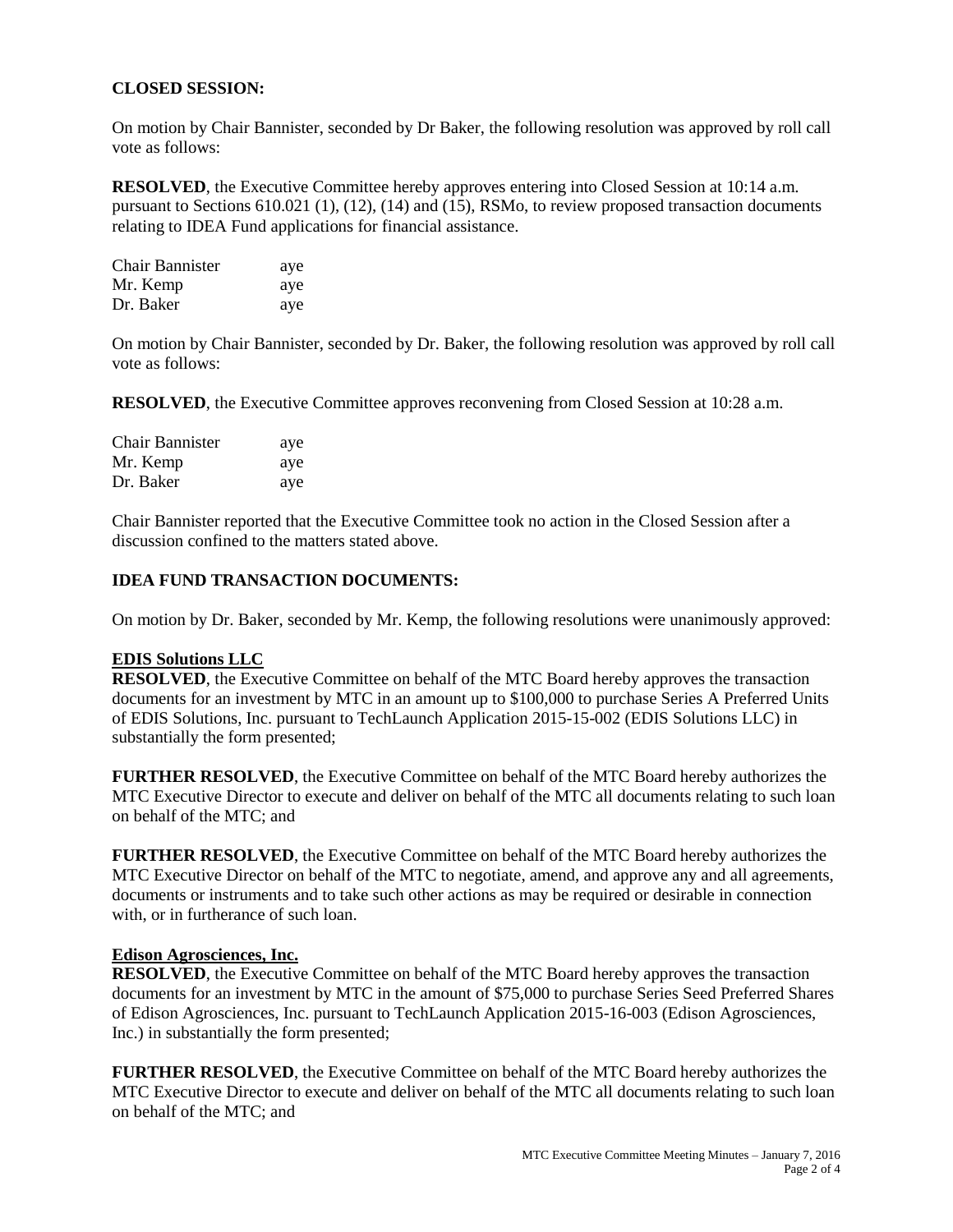**CLOSED SESSION:**

On motion by Chair Bannister, seconded by Dr Baker, the following resolution was approved by roll call vote as follows:

**RESOLVED**, the Executive Committee hereby approves entering into Closed Session at 10:14 a.m. pursuant to Sections 610.021 (1), (12), (14) and (15), RSMo, to review proposed transaction documents relating to IDEA Fund applications for financial assistance.

| | |
|---|---|
| Chair Bannister | aye |
| Mr. Kemp | aye |
| Dr. Baker | aye |

On motion by Chair Bannister, seconded by Dr. Baker, the following resolution was approved by roll call vote as follows:

**RESOLVED**, the Executive Committee approves reconvening from Closed Session at 10:28 a.m.

| | |
|---|---|
| Chair Bannister | aye |
| Mr. Kemp | aye |
| Dr. Baker | aye |

Chair Bannister reported that the Executive Committee took no action in the Closed Session after a discussion confined to the matters stated above.

**IDEA FUND TRANSACTION DOCUMENTS:**

On motion by Dr. Baker, seconded by Mr. Kemp, the following resolutions were unanimously approved:

**EDIS Solutions LLC**

**RESOLVED**, the Executive Committee on behalf of the MTC Board hereby approves the transaction documents for an investment by MTC in an amount up to $100,000 to purchase Series A Preferred Units of EDIS Solutions, Inc. pursuant to TechLaunch Application 2015-15-002 (EDIS Solutions LLC) in substantially the form presented;

**FURTHER RESOLVED**, the Executive Committee on behalf of the MTC Board hereby authorizes the MTC Executive Director to execute and deliver on behalf of the MTC all documents relating to such loan on behalf of the MTC; and

**FURTHER RESOLVED**, the Executive Committee on behalf of the MTC Board hereby authorizes the MTC Executive Director on behalf of the MTC to negotiate, amend, and approve any and all agreements, documents or instruments and to take such other actions as may be required or desirable in connection with, or in furtherance of such loan.

**Edison Agrosciences, Inc.**

**RESOLVED**, the Executive Committee on behalf of the MTC Board hereby approves the transaction documents for an investment by MTC in the amount of $75,000 to purchase Series Seed Preferred Shares of Edison Agrosciences, Inc. pursuant to TechLaunch Application 2015-16-003 (Edison Agrosciences, Inc.) in substantially the form presented;

**FURTHER RESOLVED**, the Executive Committee on behalf of the MTC Board hereby authorizes the MTC Executive Director to execute and deliver on behalf of the MTC all documents relating to such loan on behalf of the MTC; and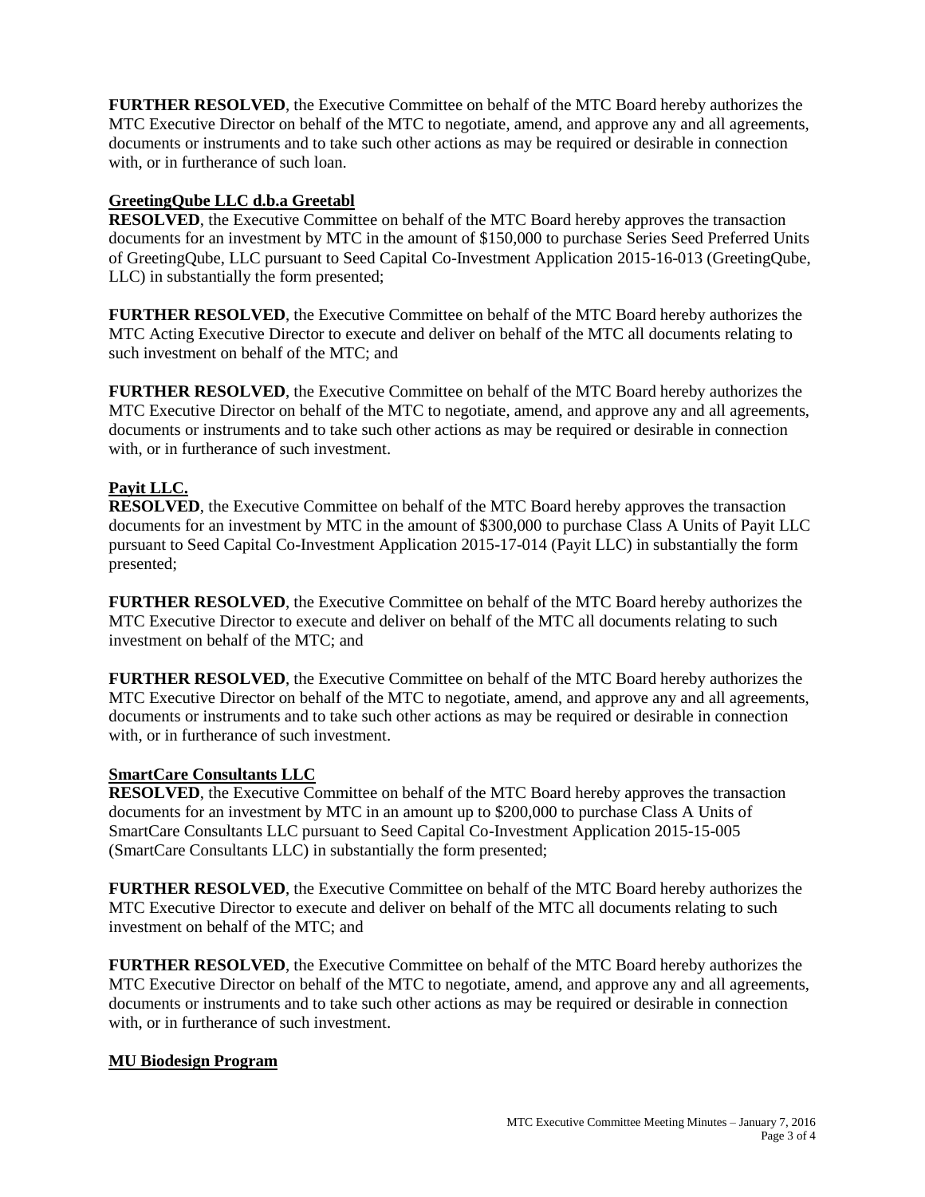**FURTHER RESOLVED**, the Executive Committee on behalf of the MTC Board hereby authorizes the MTC Executive Director on behalf of the MTC to negotiate, amend, and approve any and all agreements, documents or instruments and to take such other actions as may be required or desirable in connection with, or in furtherance of such loan.

**GreetingQube LLC d.b.a Greetabl**

**RESOLVED**, the Executive Committee on behalf of the MTC Board hereby approves the transaction documents for an investment by MTC in the amount of $150,000 to purchase Series Seed Preferred Units of GreetingQube, LLC pursuant to Seed Capital Co-Investment Application 2015-16-013 (GreetingQube, LLC) in substantially the form presented;

**FURTHER RESOLVED**, the Executive Committee on behalf of the MTC Board hereby authorizes the MTC Acting Executive Director to execute and deliver on behalf of the MTC all documents relating to such investment on behalf of the MTC; and

**FURTHER RESOLVED**, the Executive Committee on behalf of the MTC Board hereby authorizes the MTC Executive Director on behalf of the MTC to negotiate, amend, and approve any and all agreements, documents or instruments and to take such other actions as may be required or desirable in connection with, or in furtherance of such investment.

**Payit LLC.**

**RESOLVED**, the Executive Committee on behalf of the MTC Board hereby approves the transaction documents for an investment by MTC in the amount of $300,000 to purchase Class A Units of Payit LLC pursuant to Seed Capital Co-Investment Application 2015-17-014 (Payit LLC) in substantially the form presented;

**FURTHER RESOLVED**, the Executive Committee on behalf of the MTC Board hereby authorizes the MTC Executive Director to execute and deliver on behalf of the MTC all documents relating to such investment on behalf of the MTC; and

**FURTHER RESOLVED**, the Executive Committee on behalf of the MTC Board hereby authorizes the MTC Executive Director on behalf of the MTC to negotiate, amend, and approve any and all agreements, documents or instruments and to take such other actions as may be required or desirable in connection with, or in furtherance of such investment.

**SmartCare Consultants LLC**

**RESOLVED**, the Executive Committee on behalf of the MTC Board hereby approves the transaction documents for an investment by MTC in an amount up to $200,000 to purchase Class A Units of SmartCare Consultants LLC pursuant to Seed Capital Co-Investment Application 2015-15-005 (SmartCare Consultants LLC) in substantially the form presented;

**FURTHER RESOLVED**, the Executive Committee on behalf of the MTC Board hereby authorizes the MTC Executive Director to execute and deliver on behalf of the MTC all documents relating to such investment on behalf of the MTC; and

**FURTHER RESOLVED**, the Executive Committee on behalf of the MTC Board hereby authorizes the MTC Executive Director on behalf of the MTC to negotiate, amend, and approve any and all agreements, documents or instruments and to take such other actions as may be required or desirable in connection with, or in furtherance of such investment.

**MU Biodesign Program**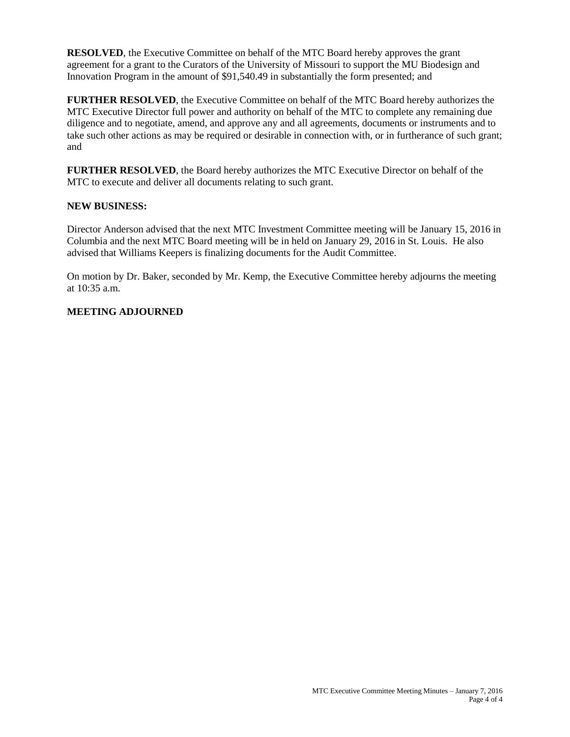**RESOLVED**, the Executive Committee on behalf of the MTC Board hereby approves the grant agreement for a grant to the Curators of the University of Missouri to support the MU Biodesign and Innovation Program in the amount of $91,540.49 in substantially the form presented; and

**FURTHER RESOLVED**, the Executive Committee on behalf of the MTC Board hereby authorizes the MTC Executive Director full power and authority on behalf of the MTC to complete any remaining due diligence and to negotiate, amend, and approve any and all agreements, documents or instruments and to take such other actions as may be required or desirable in connection with, or in furtherance of such grant; and

**FURTHER RESOLVED**, the Board hereby authorizes the MTC Executive Director on behalf of the MTC to execute and deliver all documents relating to such grant.

**NEW BUSINESS:**

Director Anderson advised that the next MTC Investment Committee meeting will be January 15, 2016 in Columbia and the next MTC Board meeting will be in held on January 29, 2016 in St. Louis. He also advised that Williams Keepers is finalizing documents for the Audit Committee.

On motion by Dr. Baker, seconded by Mr. Kemp, the Executive Committee hereby adjourns the meeting at 10:35 a.m.

**MEETING ADJOURNED**